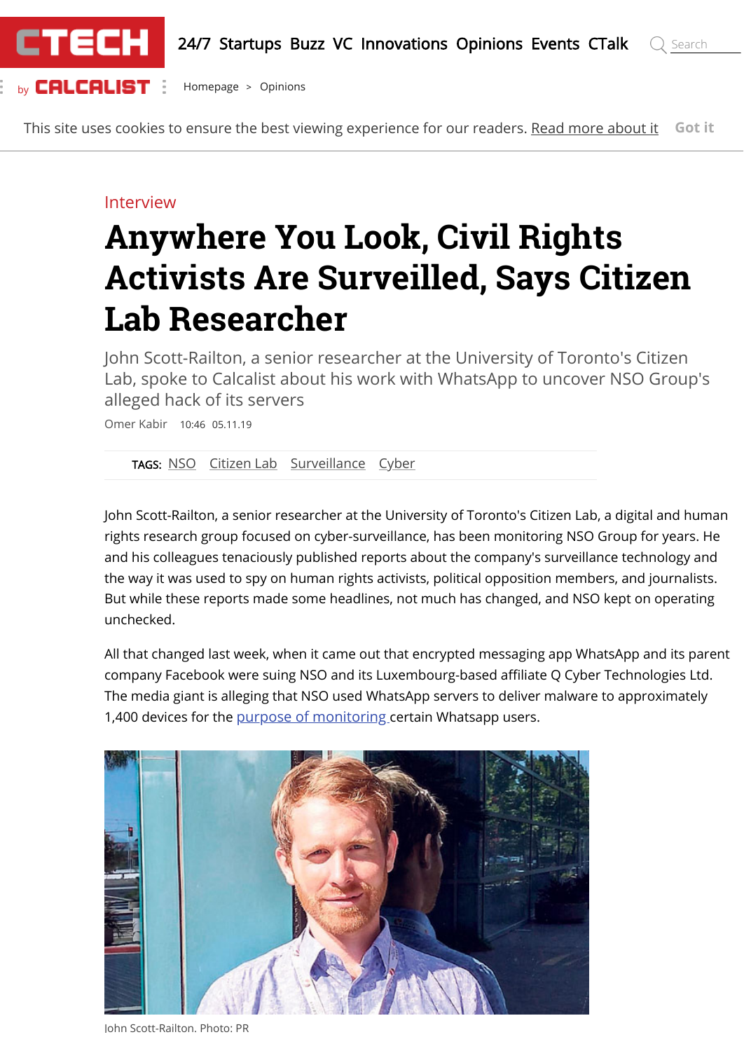Interview

# Anywhere You Look, Civil Rights Activists Are Surveilled, Says Citizen Lab Researcher

John Scott-Railton, a senior researcher at the University of Toronto's Citizen Lab, spoke to Calcalist about his work with WhatsApp to uncover NSO Group's alleged hack of its servers

Omer Kabir 10:46 05.11.19

TAGS: NSO Citizen Lab Surveillance Cyber

John Scott-Railton, a senior researcher at the University of Toronto's Citizen Lab, a digital and human rights research group focused on cyber-surveillance, has been monitoring NSO Group for years. He and his colleagues tenaciously published reports about the company's surveillance technology and the way it was used to spy on human rights activists, political opposition members, and journalists. But while these reports made some headlines, not much has changed, and NSO kept on operating unchecked.

All that changed last week, when it came out that encrypted messaging app WhatsApp and its parent company Facebook were suing NSO and its Luxembourg-based affiliate Q Cyber Technologies Ltd. The media giant is alleging that NSO used WhatsApp servers to deliver malware to approximately 1,400 devices for the purpose of monitoring certain Whatsapp users.

John Scott-Railton. Photo: PR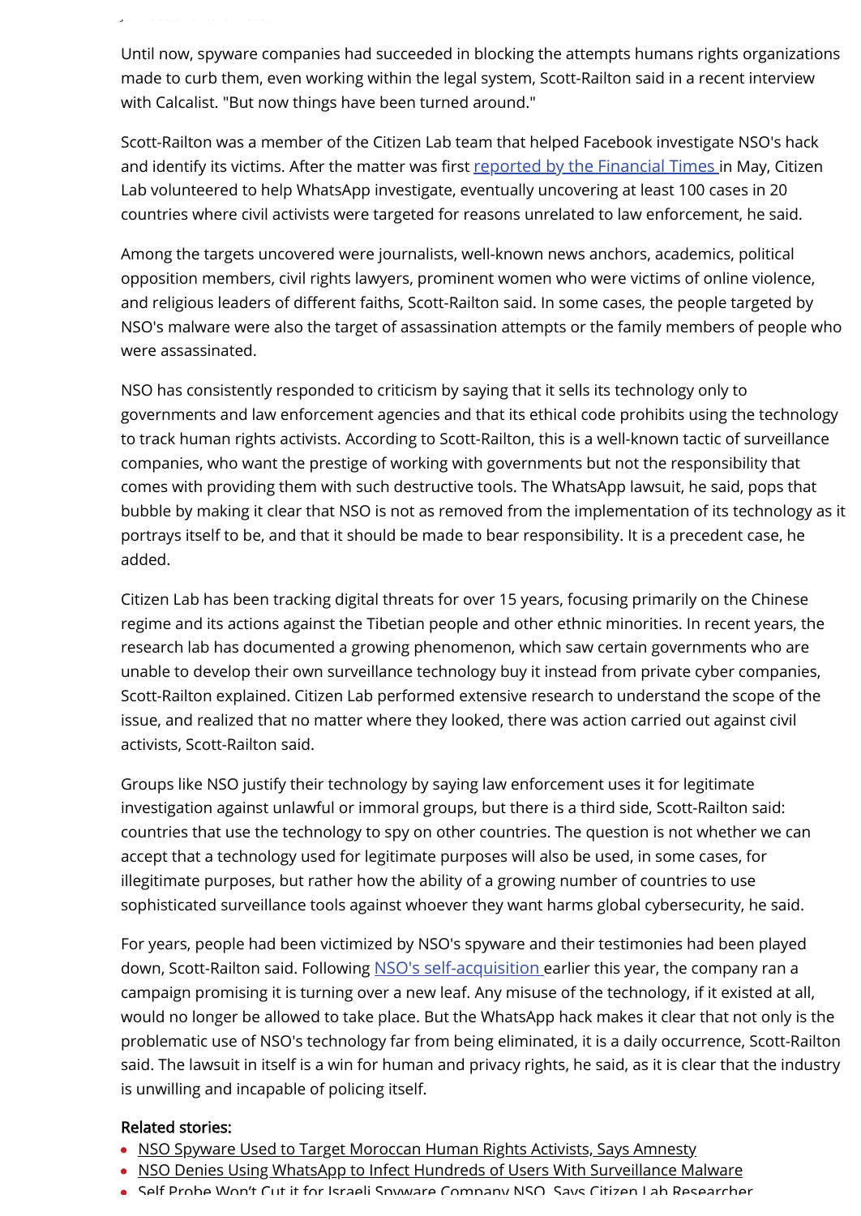Until now, spyware companies had succeeded in blocking the attempts humans rights organizations made to curb them, even working within the legal system, Scott-Railton said in a recent interview with Calcalist. "But now things have been turned around."

Scott-Railton was a member of the Citizen Lab team that helped Facebook investigate NSO's hack and identify its victims. After the matter was first reported by the Financial Times in May, Citizen Lab volunteered to help WhatsApp investigate, eventually uncovering at least 100 cases in 20 countries where civil activists were targeted for reasons unrelated to law enforcement, he said.

Among the targets uncovered were journalists, well-known news anchors, academics, political opposition members, civil rights lawyers, prominent women who were victims of online violence, and religious leaders of different faiths, Scott-Railton said. In some cases, the people targeted by NSO's malware were also the target of assassination attempts or the family members of people who were assassinated.

NSO has consistently responded to criticism by saying that it sells its technology only to governments and law enforcement agencies and that its ethical code prohibits using the technology to track human rights activists. According to Scott-Railton, this is a well-known tactic of surveillance companies, who want the prestige of working with governments but not the responsibility that comes with providing them with such destructive tools. The WhatsApp lawsuit, he said, pops that bubble by making it clear that NSO is not as removed from the implementation of its technology as it portrays itself to be, and that it should be made to bear responsibility. It is a precedent case, he added.

Citizen Lab has been tracking digital threats for over 15 years, focusing primarily on the Chinese regime and its actions against the Tibetian people and other ethnic minorities. In recent years, the research lab has documented a growing phenomenon, which saw certain governments who are unable to develop their own surveillance technology buy it instead from private cyber companies, Scott-Railton explained. Citizen Lab performed extensive research to understand the scope of the issue, and realized that no matter where they looked, there was action carried out against civil activists, Scott-Railton said.

Groups like NSO justify their technology by saying law enforcement uses it for legitimate investigation against unlawful or immoral groups, but there is a third side, Scott-Railton said: countries that use the technology to spy on other countries. The question is not whether we can accept that a technology used for legitimate purposes will also be used, in some cases, for illegitimate purposes, but rather how the ability of a growing number of countries to use sophisticated surveillance tools against whoever they want harms global cybersecurity, he said.

For years, people had been victimized by NSO's spyware and their testimonies had been played down, Scott-Railton said. Following NSO's self-acquisition earlier this year, the company ran a campaign promising it is turning over a new leaf. Any misuse of the technology, if it existed at all, would no longer be allowed to take place. But the WhatsApp hack makes it clear that not only is the problematic use of NSO's technology far from being eliminated, it is a daily occurrence, Scott-Railton said. The lawsuit in itself is a win for human and privacy rights, he said, as it is clear that the industry is unwilling and incapable of policing itself.

**Related stories:**

- NSO Spyware Used to Target Moroccan Human Rights Activists, Says Amnesty
- NSO Denies Using WhatsApp to Infect Hundreds of Users With Surveillance Malware
- Self Probe Won't Cut it for Israeli Spyware Company NSO, Says Citizen Lab Researcher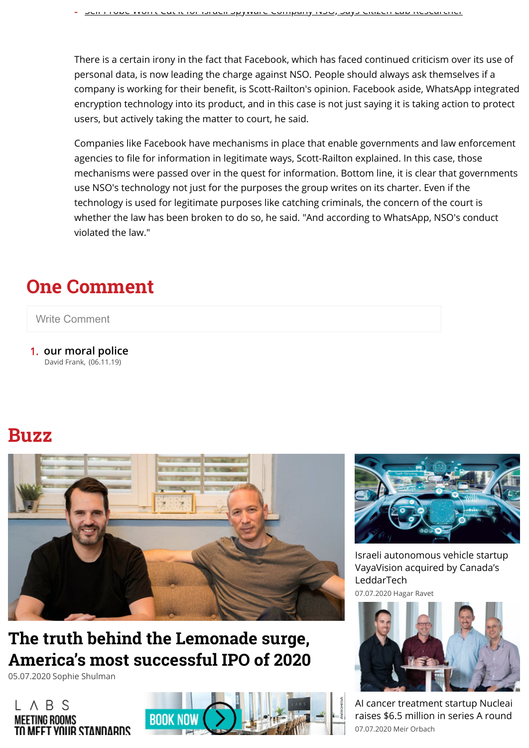There is a certain irony in the fact that Facebook, which has faced continued criticism over its use of personal data, is now leading the charge against NSO. People should always ask themselves if a company is working for their benefit, is Scott-Railton's opinion. Facebook aside, WhatsApp integrated encryption technology into its product, and in this case is not just saying it is taking action to protect users, but actively taking the matter to court, he said.

Companies like Facebook have mechanisms in place that enable governments and law enforcement agencies to file for information in legitimate ways, Scott-Railton explained. In this case, those mechanisms were passed over in the quest for information. Bottom line, it is clear that governments use NSO's technology not just for the purposes the group writes on its charter. Even if the technology is used for legitimate purposes like catching criminals, the concern of the court is whether the law has been broken to do so, he said. "And according to WhatsApp, NSO's conduct violated the law."

## One Comment

Write Comment

1. our moral police
   David Frank, (06.11.19)

## Buzz

**The truth behind the Lemonade surge, America's most successful IPO of 2020**
05.07.2020 Sophie Shulman

Israeli autonomous vehicle startup VayaVision acquired by Canada's LeddarTech
07.07.2020 Hagar Ravet

AI cancer treatment startup Nucleai raises $6.5 million in series A round
07.07.2020 Meir Orbach

LABS MEETING ROOMS TO MEET YOUR STANDARDS BOOK NOW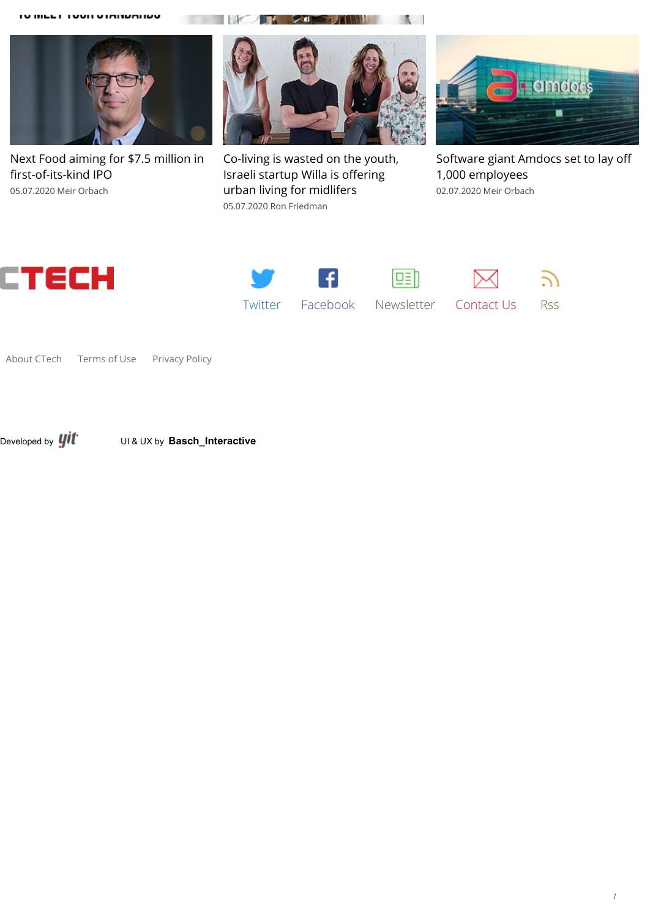Next Food aiming for $7.5 million in first-of-its-kind IPO

05.07.2020 Meir Orbach

Co-living is wasted on the youth, Israeli startup Willa is offering urban living for midlifers

05.07.2020 Ron Friedman

Software giant Amdocs set to lay off 1,000 employees

02.07.2020 Meir Orbach

CTECH

Twitter Facebook Newsletter Contact Us Rss

About CTech Terms of Use Privacy Policy

Developed by yit UI & UX by **Basch_Interactive**